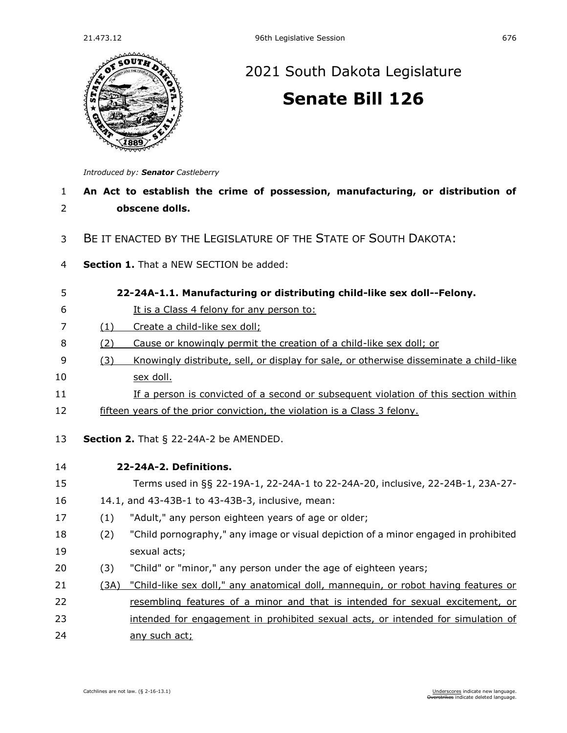# 2021 South Dakota Legislature

# Senate Bill 126

*Introduced by:* ***Senator*** *Castleberry*

**An Act to establish the crime of possession, manufacturing, or distribution of obscene dolls.**

BE IT ENACTED BY THE LEGISLATURE OF THE STATE OF SOUTH DAKOTA:

**Section 1.** That a NEW SECTION be added:

**22-24A-1.1. Manufacturing or distributing child-like sex doll--Felony.**

It is a Class 4 felony for any person to:

(1) Create a child-like sex doll;

(2) Cause or knowingly permit the creation of a child-like sex doll; or

(3) Knowingly distribute, sell, or display for sale, or otherwise disseminate a child-like sex doll.

If a person is convicted of a second or subsequent violation of this section within fifteen years of the prior conviction, the violation is a Class 3 felony.

**Section 2.** That § 22-24A-2 be AMENDED.

**22-24A-2. Definitions.**

Terms used in §§ 22-19A-1, 22-24A-1 to 22-24A-20, inclusive, 22-24B-1, 23A-27-14.1, and 43-43B-1 to 43-43B-3, inclusive, mean:

(1) "Adult," any person eighteen years of age or older;

(2) "Child pornography," any image or visual depiction of a minor engaged in prohibited sexual acts;

(3) "Child" or "minor," any person under the age of eighteen years;

(3A) "Child-like sex doll," any anatomical doll, mannequin, or robot having features or resembling features of a minor and that is intended for sexual excitement, or intended for engagement in prohibited sexual acts, or intended for simulation of any such act;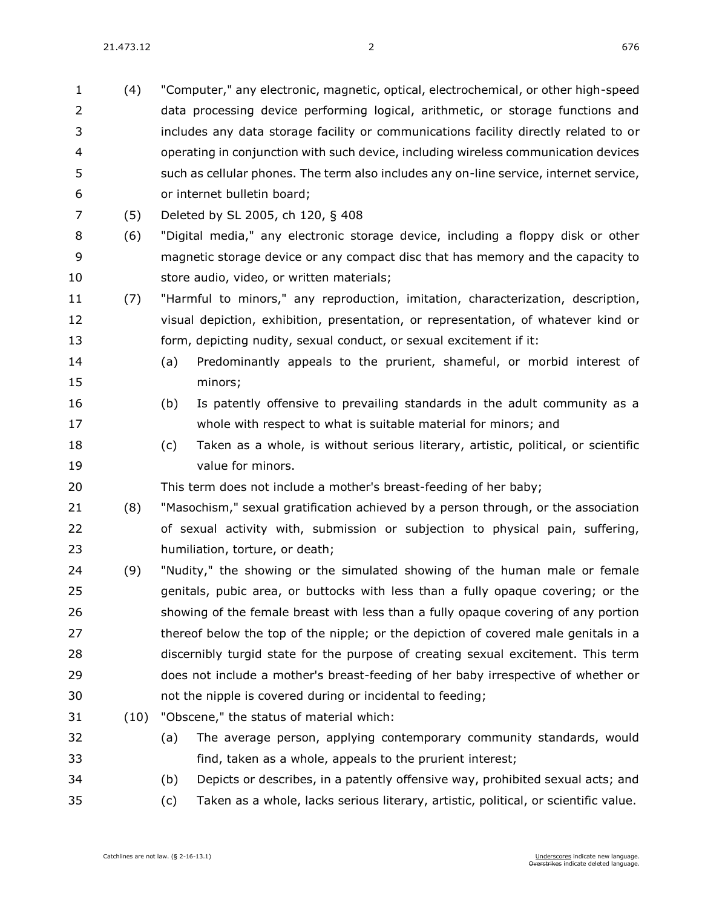(4) "Computer," any electronic, magnetic, optical, electrochemical, or other high-speed data processing device performing logical, arithmetic, or storage functions and includes any data storage facility or communications facility directly related to or operating in conjunction with such device, including wireless communication devices such as cellular phones. The term also includes any on-line service, internet service, or internet bulletin board;

(5) Deleted by SL 2005, ch 120, § 408

(6) "Digital media," any electronic storage device, including a floppy disk or other magnetic storage device or any compact disc that has memory and the capacity to store audio, video, or written materials;

(7) "Harmful to minors," any reproduction, imitation, characterization, description, visual depiction, exhibition, presentation, or representation, of whatever kind or form, depicting nudity, sexual conduct, or sexual excitement if it:

- (a) Predominantly appeals to the prurient, shameful, or morbid interest of minors;
- (b) Is patently offensive to prevailing standards in the adult community as a whole with respect to what is suitable material for minors; and
- (c) Taken as a whole, is without serious literary, artistic, political, or scientific value for minors.

This term does not include a mother's breast-feeding of her baby;

(8) "Masochism," sexual gratification achieved by a person through, or the association of sexual activity with, submission or subjection to physical pain, suffering, humiliation, torture, or death;

(9) "Nudity," the showing or the simulated showing of the human male or female genitals, pubic area, or buttocks with less than a fully opaque covering; or the showing of the female breast with less than a fully opaque covering of any portion thereof below the top of the nipple; or the depiction of covered male genitals in a discernibly turgid state for the purpose of creating sexual excitement. This term does not include a mother's breast-feeding of her baby irrespective of whether or not the nipple is covered during or incidental to feeding;

(10) "Obscene," the status of material which:

- (a) The average person, applying contemporary community standards, would find, taken as a whole, appeals to the prurient interest;
- (b) Depicts or describes, in a patently offensive way, prohibited sexual acts; and
- (c) Taken as a whole, lacks serious literary, artistic, political, or scientific value.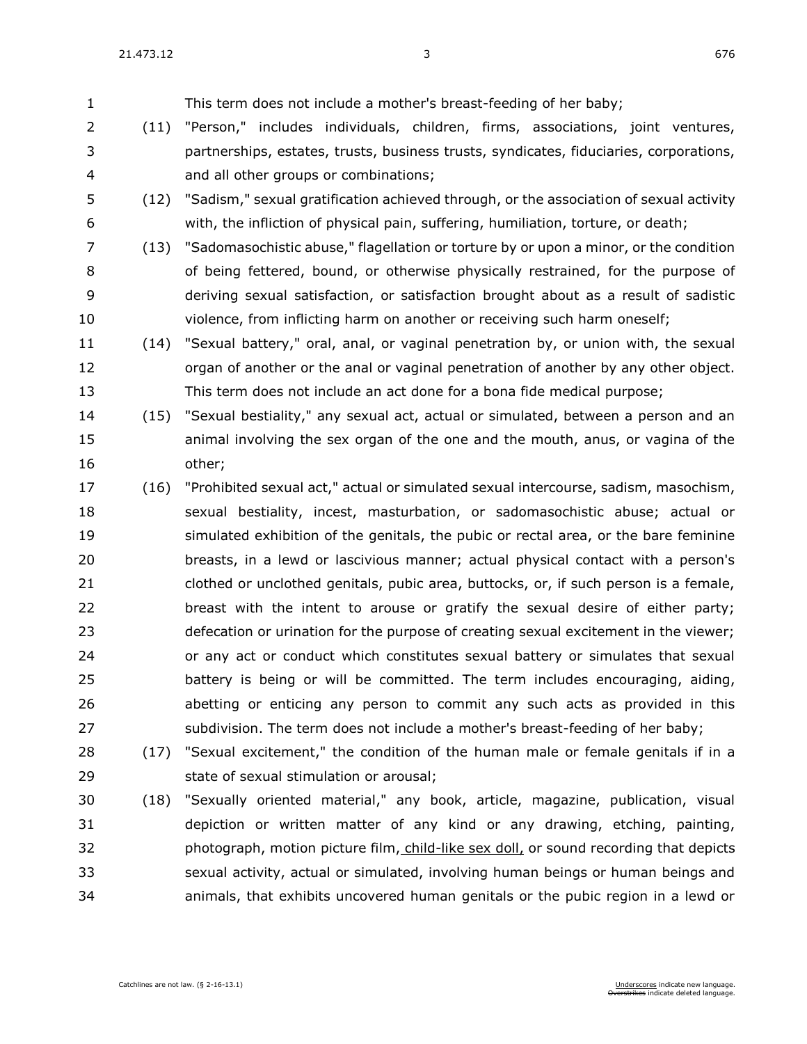This term does not include a mother's breast-feeding of her baby;

(11) "Person," includes individuals, children, firms, associations, joint ventures, partnerships, estates, trusts, business trusts, syndicates, fiduciaries, corporations, and all other groups or combinations;

(12) "Sadism," sexual gratification achieved through, or the association of sexual activity with, the infliction of physical pain, suffering, humiliation, torture, or death;

(13) "Sadomasochistic abuse," flagellation or torture by or upon a minor, or the condition of being fettered, bound, or otherwise physically restrained, for the purpose of deriving sexual satisfaction, or satisfaction brought about as a result of sadistic violence, from inflicting harm on another or receiving such harm oneself;

(14) "Sexual battery," oral, anal, or vaginal penetration by, or union with, the sexual organ of another or the anal or vaginal penetration of another by any other object. This term does not include an act done for a bona fide medical purpose;

(15) "Sexual bestiality," any sexual act, actual or simulated, between a person and an animal involving the sex organ of the one and the mouth, anus, or vagina of the other;

(16) "Prohibited sexual act," actual or simulated sexual intercourse, sadism, masochism, sexual bestiality, incest, masturbation, or sadomasochistic abuse; actual or simulated exhibition of the genitals, the pubic or rectal area, or the bare feminine breasts, in a lewd or lascivious manner; actual physical contact with a person's clothed or unclothed genitals, pubic area, buttocks, or, if such person is a female, breast with the intent to arouse or gratify the sexual desire of either party; defecation or urination for the purpose of creating sexual excitement in the viewer; or any act or conduct which constitutes sexual battery or simulates that sexual battery is being or will be committed. The term includes encouraging, aiding, abetting or enticing any person to commit any such acts as provided in this subdivision. The term does not include a mother's breast-feeding of her baby;

(17) "Sexual excitement," the condition of the human male or female genitals if in a state of sexual stimulation or arousal;

(18) "Sexually oriented material," any book, article, magazine, publication, visual depiction or written matter of any kind or any drawing, etching, painting, photograph, motion picture film, <u>child-like sex doll,</u> or sound recording that depicts sexual activity, actual or simulated, involving human beings or human beings and animals, that exhibits uncovered human genitals or the pubic region in a lewd or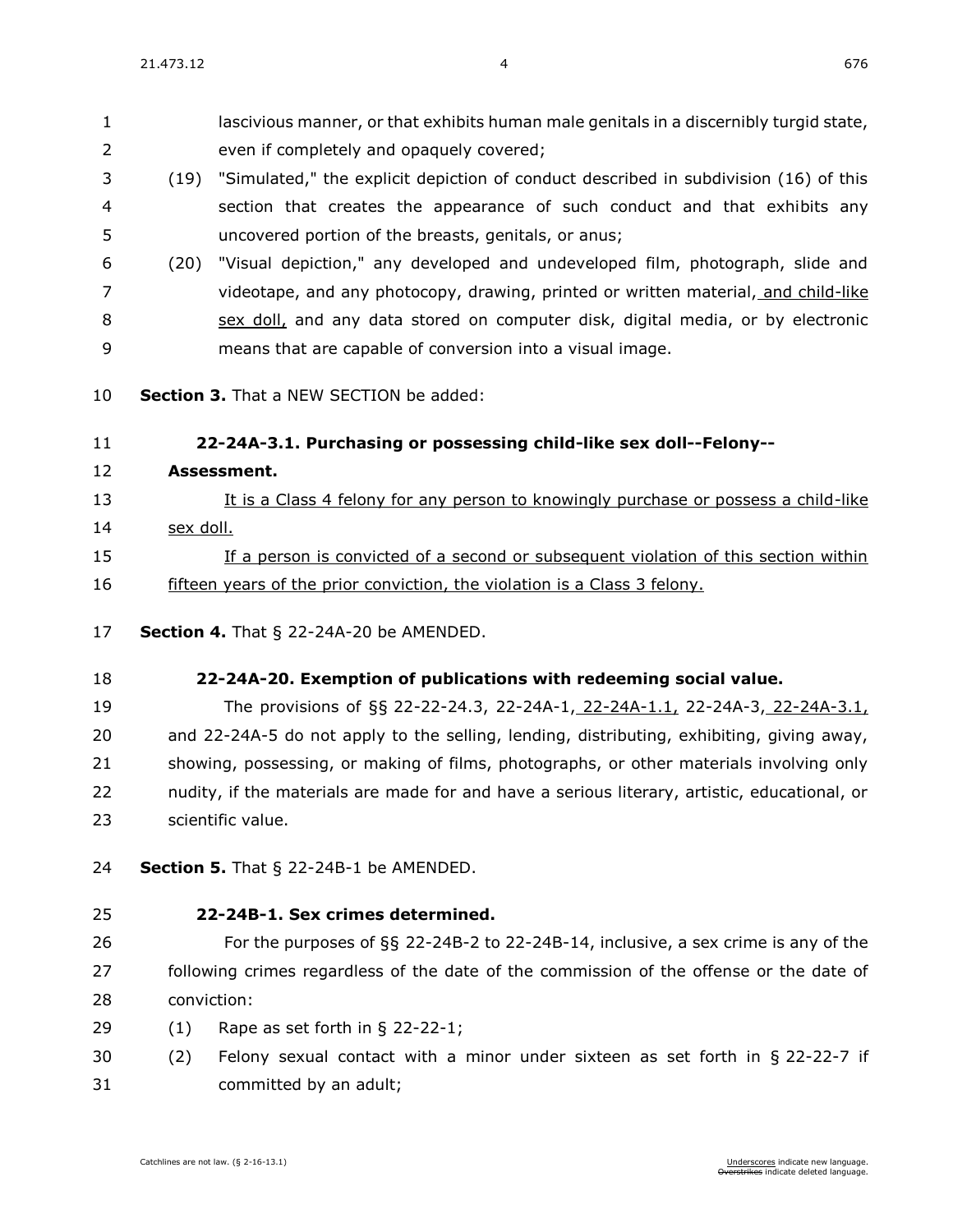lascivious manner, or that exhibits human male genitals in a discernibly turgid state, even if completely and opaquely covered;

(19) "Simulated," the explicit depiction of conduct described in subdivision (16) of this section that creates the appearance of such conduct and that exhibits any uncovered portion of the breasts, genitals, or anus;

(20) "Visual depiction," any developed and undeveloped film, photograph, slide and videotape, and any photocopy, drawing, printed or written material, <u>and child-like sex doll,</u> and any data stored on computer disk, digital media, or by electronic means that are capable of conversion into a visual image.

**Section 3.** That a NEW SECTION be added:

**22-24A-3.1. Purchasing or possessing child-like sex doll--Felony--Assessment.**

<u>It is a Class 4 felony for any person to knowingly purchase or possess a child-like sex doll.</u>

<u>If a person is convicted of a second or subsequent violation of this section within fifteen years of the prior conviction, the violation is a Class 3 felony.</u>

**Section 4.** That § 22-24A-20 be AMENDED.

**22-24A-20. Exemption of publications with redeeming social value.**

The provisions of §§ 22-22-24.3, 22-24A-1, <u>22-24A-1.1,</u> 22-24A-3, <u>22-24A-3.1,</u> and 22-24A-5 do not apply to the selling, lending, distributing, exhibiting, giving away, showing, possessing, or making of films, photographs, or other materials involving only nudity, if the materials are made for and have a serious literary, artistic, educational, or scientific value.

**Section 5.** That § 22-24B-1 be AMENDED.

**22-24B-1. Sex crimes determined.**

For the purposes of §§ 22-24B-2 to 22-24B-14, inclusive, a sex crime is any of the following crimes regardless of the date of the commission of the offense or the date of conviction:

(1) Rape as set forth in § 22-22-1;

(2) Felony sexual contact with a minor under sixteen as set forth in § 22-22-7 if committed by an adult;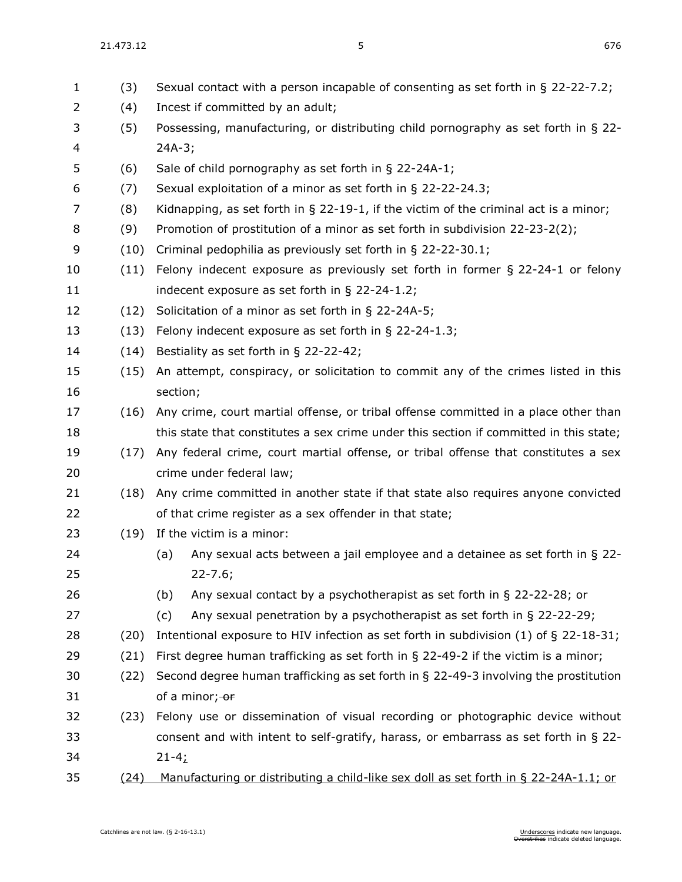(3) Sexual contact with a person incapable of consenting as set forth in § 22-22-7.2;

(4) Incest if committed by an adult;

(5) Possessing, manufacturing, or distributing child pornography as set forth in § 22-24A-3;

(6) Sale of child pornography as set forth in § 22-24A-1;

(7) Sexual exploitation of a minor as set forth in § 22-22-24.3;

(8) Kidnapping, as set forth in § 22-19-1, if the victim of the criminal act is a minor;

(9) Promotion of prostitution of a minor as set forth in subdivision 22-23-2(2);

(10) Criminal pedophilia as previously set forth in § 22-22-30.1;

(11) Felony indecent exposure as previously set forth in former § 22-24-1 or felony indecent exposure as set forth in § 22-24-1.2;

(12) Solicitation of a minor as set forth in § 22-24A-5;

(13) Felony indecent exposure as set forth in § 22-24-1.3;

(14) Bestiality as set forth in § 22-22-42;

(15) An attempt, conspiracy, or solicitation to commit any of the crimes listed in this section;

(16) Any crime, court martial offense, or tribal offense committed in a place other than this state that constitutes a sex crime under this section if committed in this state;

(17) Any federal crime, court martial offense, or tribal offense that constitutes a sex crime under federal law;

(18) Any crime committed in another state if that state also requires anyone convicted of that crime register as a sex offender in that state;

(19) If the victim is a minor:

   (a) Any sexual acts between a jail employee and a detainee as set forth in § 22-22-7.6;

   (b) Any sexual contact by a psychotherapist as set forth in § 22-22-28; or

   (c) Any sexual penetration by a psychotherapist as set forth in § 22-22-29;

(20) Intentional exposure to HIV infection as set forth in subdivision (1) of § 22-18-31;

(21) First degree human trafficking as set forth in § 22-49-2 if the victim is a minor;

(22) Second degree human trafficking as set forth in § 22-49-3 involving the prostitution of a minor; ~~or~~

(23) Felony use or dissemination of visual recording or photographic device without consent and with intent to self-gratify, harass, or embarrass as set forth in § 22-21-4<u>;</u>

<u>(24) Manufacturing or distributing a child-like sex doll as set forth in § 22-24A-1.1; or</u>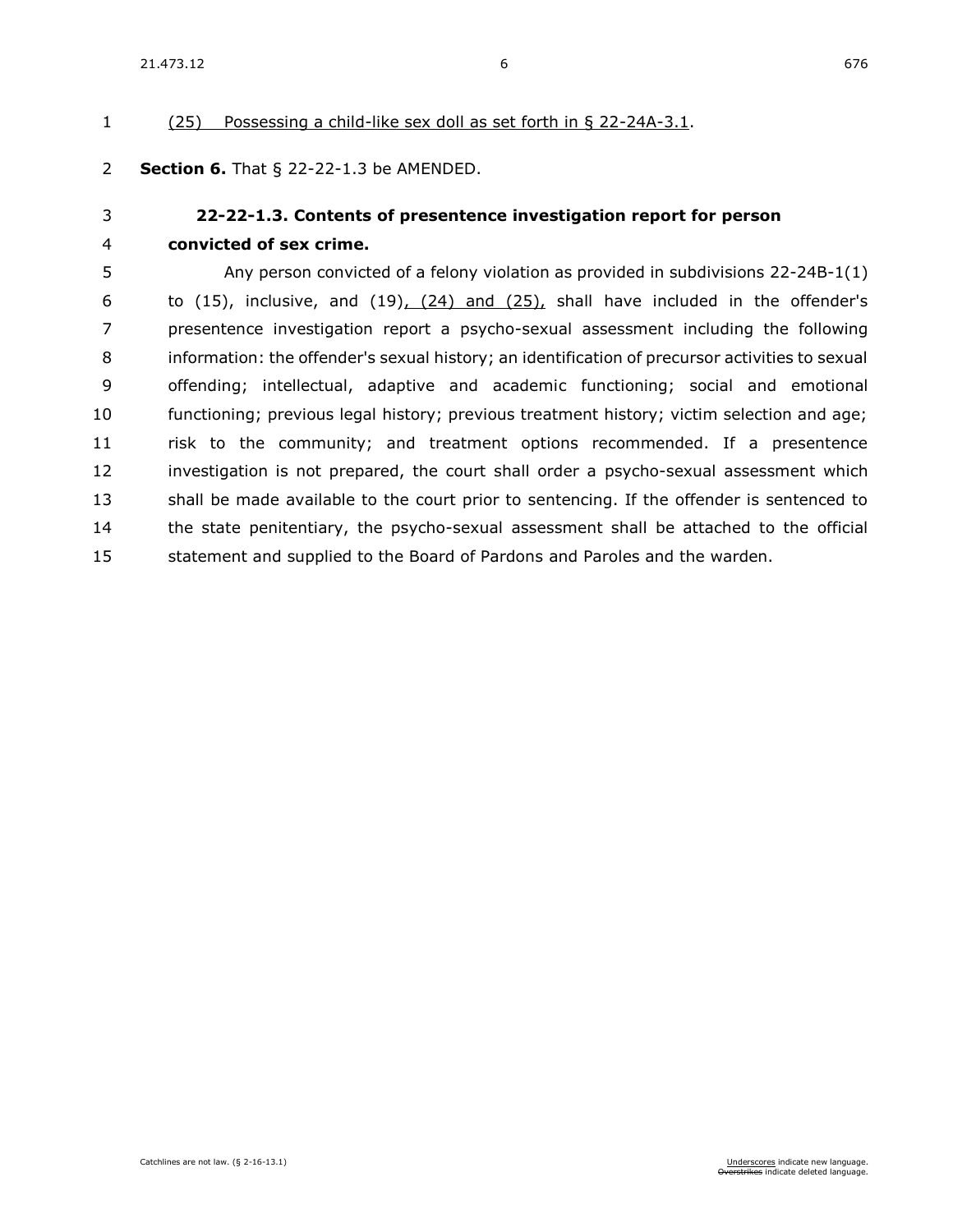(25) Possessing a child-like sex doll as set forth in § 22-24A-3.1.

**Section 6.** That § 22-22-1.3 be AMENDED.

**22-22-1.3. Contents of presentence investigation report for person convicted of sex crime.**

Any person convicted of a felony violation as provided in subdivisions 22-24B-1(1) to (15), inclusive, and (19), (24) and (25), shall have included in the offender's presentence investigation report a psycho-sexual assessment including the following information: the offender's sexual history; an identification of precursor activities to sexual offending; intellectual, adaptive and academic functioning; social and emotional functioning; previous legal history; previous treatment history; victim selection and age; risk to the community; and treatment options recommended. If a presentence investigation is not prepared, the court shall order a psycho-sexual assessment which shall be made available to the court prior to sentencing. If the offender is sentenced to the state penitentiary, the psycho-sexual assessment shall be attached to the official statement and supplied to the Board of Pardons and Paroles and the warden.